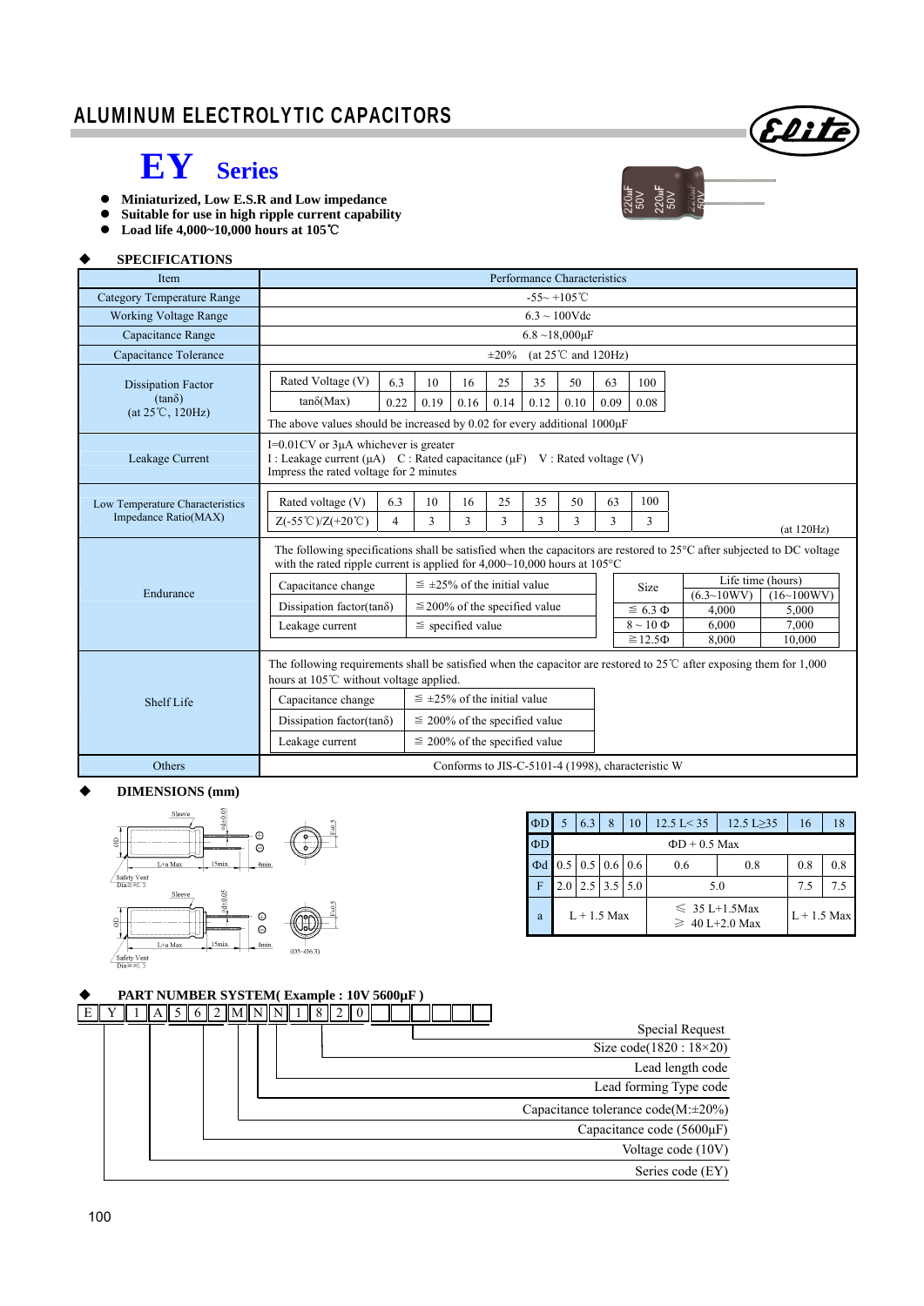# ALUMINUM ELECTROLYTIC CAPACITORS

# EY Series

- Miniaturized, Low E.S.R and Low impedance
- Suitable for use in high ripple current capability
- Load life 4,000~10,000 hours at 105℃

## SPECIFICATIONS

| Item | Performance Characteristics |
|---|---|
| Category Temperature Range | -55~ +105℃ |
| Working Voltage Range | 6.3 ~ 100Vdc |
| Capacitance Range | 6.8 ~18,000μF |
| Capacitance Tolerance | ±20% (at 25℃ and 120Hz) |
| Dissipation Factor (tanδ) (at 25℃, 120Hz) | Rated Voltage (V): 6.3 / 10 / 16 / 25 / 35 / 50 / 63 / 100; tanδ(Max): 0.22 / 0.19 / 0.16 / 0.14 / 0.12 / 0.10 / 0.09 / 0.08. The above values should be increased by 0.02 for every additional 1000μF |
| Leakage Current | I=0.01CV or 3μA whichever is greater. I : Leakage current (μA) C : Rated capacitance (μF) V : Rated voltage (V). Impress the rated voltage for 2 minutes |
| Low Temperature Characteristics Impedance Ratio(MAX) | Rated voltage (V): 6.3 / 10 / 16 / 25 / 35 / 50 / 63 / 100; Z(-55℃)/Z(+20℃): 4 / 3 / 3 / 3 / 3 / 3 / 3 / 3 (at 120Hz) |
| Endurance | The following specifications shall be satisfied when the capacitors are restored to 25°C after subjected to DC voltage with the rated ripple current is applied for 4,000~10,000 hours at 105°C |
| Shelf Life | The following requirements shall be satisfied when the capacitor are restored to 25℃ after exposing them for 1,000 hours at 105℃ without voltage applied. |
| Others | Conforms to JIS-C-5101-4 (1998), characteristic W |

Dissipation Factor:

| Rated Voltage (V) | 6.3 | 10 | 16 | 25 | 35 | 50 | 63 | 100 |
|---|---|---|---|---|---|---|---|---|
| tanδ(Max) | 0.22 | 0.19 | 0.16 | 0.14 | 0.12 | 0.10 | 0.09 | 0.08 |

Low Temperature Characteristics:

| Rated voltage (V) | 6.3 | 10 | 16 | 25 | 35 | 50 | 63 | 100 |
|---|---|---|---|---|---|---|---|---|
| Z(-55℃)/Z(+20℃) | 4 | 3 | 3 | 3 | 3 | 3 | 3 | 3 |

Endurance:

| Capacitance change | ≦ ±25% of the initial value |
|---|---|
| Dissipation factor(tanδ) | ≦200% of the specified value |
| Leakage current | ≦ specified value |

| Size | Life time (hours) (6.3~10WV) | Life time (hours) (16~100WV) |
|---|---|---|
| ≦ 6.3 Φ | 4,000 | 5,000 |
| 8 ~ 10 Φ | 6,000 | 7,000 |
| ≧12.5Φ | 8,000 | 10,000 |

Shelf Life:

| Capacitance change | ≦ ±25% of the initial value |
|---|---|
| Dissipation factor(tanδ) | ≦ 200% of the specified value |
| Leakage current | ≦ 200% of the specified value |

## DIMENSIONS (mm)

| ΦD | 5 | 6.3 | 8 | 10 | 12.5 L< 35 | 12.5 L≥35 | 16 | 18 |
|---|---|---|---|---|---|---|---|---|
| ΦD | ΦD + 0.5 Max | | | | | | | |
| Φd | 0.5 | 0.5 | 0.6 | 0.6 | 0.6 | 0.8 | 0.8 | 0.8 |
| F | 2.0 | 2.5 | 3.5 | 5.0 | 5.0 | | 7.5 | 7.5 |
| a | L + 1.5 Max | | | | ≤ 35 L+1.5Max; ≥ 40 L+2.0 Max | | L + 1.5 Max | |

## PART NUMBER SYSTEM( Example : 10V 5600μF )

E Y 1 A 5 6 2 M N N 1 8 2 0

- Special Request
- Size code(1820 : 18×20)
- Lead length code
- Lead forming Type code
- Capacitance tolerance code(M:±20%)
- Capacitance code (5600μF)
- Voltage code (10V)
- Series code (EY)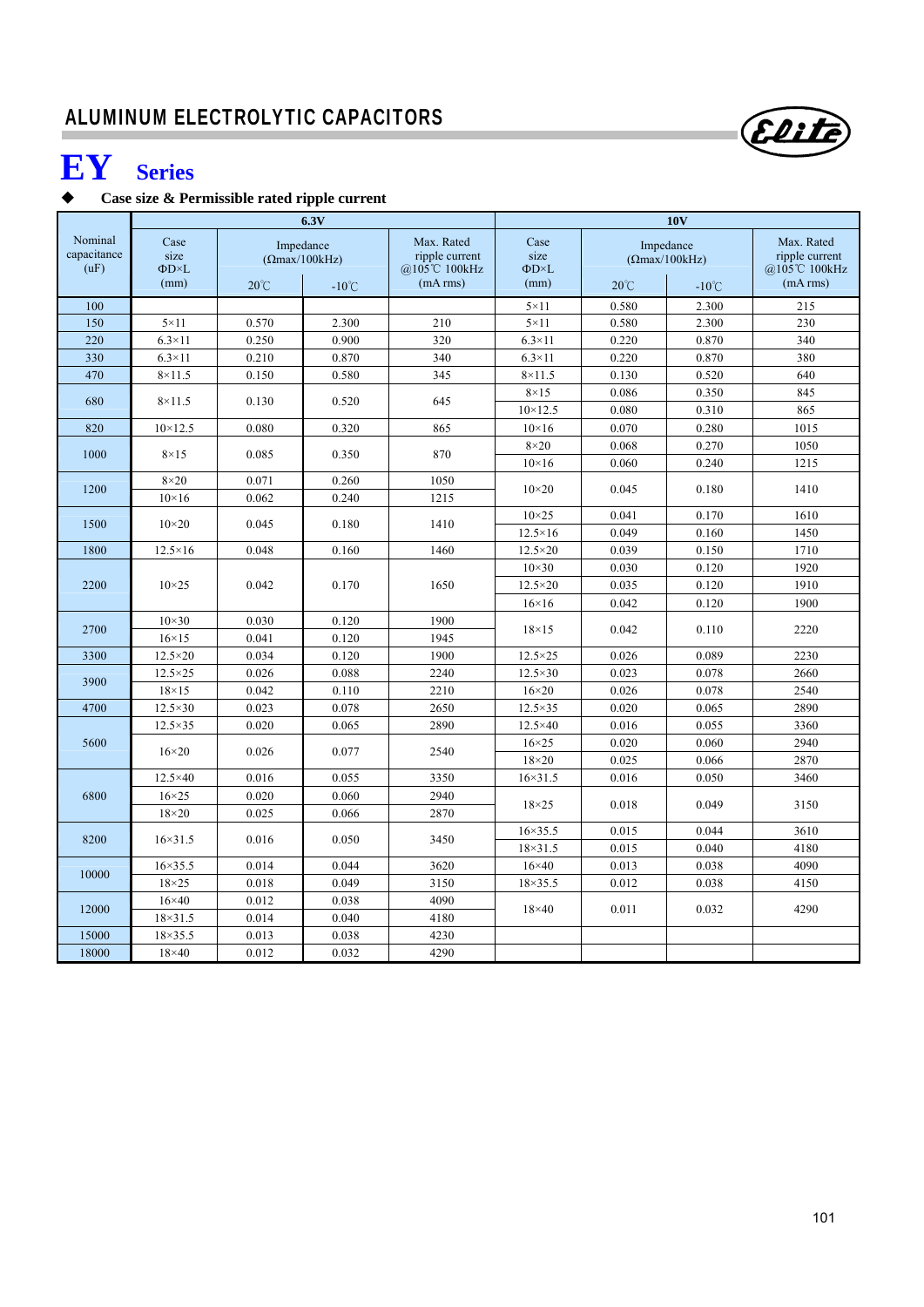## ALUMINUM ELECTROLYTIC CAPACITORS

# EY Series

◆ **Case size & Permissible rated ripple current**

| Nominal capacitance (uF) | 6.3V | | | | 10V | | | |
|---|---|---|---|---|---|---|---|---|
| | Case size ΦD×L (mm) | Impedance (Ωmax/100kHz) | | Max. Rated ripple current @105℃ 100kHz (mA rms) | Case size ΦD×L (mm) | Impedance (Ωmax/100kHz) | | Max. Rated ripple current @105℃ 100kHz (mA rms) |
| | | 20℃ | -10℃ | | | 20℃ | -10℃ | |
| 100 | | | | | 5×11 | 0.580 | 2.300 | 215 |
| 150 | 5×11 | 0.570 | 2.300 | 210 | 5×11 | 0.580 | 2.300 | 230 |
| 220 | 6.3×11 | 0.250 | 0.900 | 320 | 6.3×11 | 0.220 | 0.870 | 340 |
| 330 | 6.3×11 | 0.210 | 0.870 | 340 | 6.3×11 | 0.220 | 0.870 | 380 |
| 470 | 8×11.5 | 0.150 | 0.580 | 345 | 8×11.5 | 0.130 | 0.520 | 640 |
| 680 | 8×11.5 | 0.130 | 0.520 | 645 | 8×15 | 0.086 | 0.350 | 845 |
| | | | | | 10×12.5 | 0.080 | 0.310 | 865 |
| 820 | 10×12.5 | 0.080 | 0.320 | 865 | 10×16 | 0.070 | 0.280 | 1015 |
| 1000 | 8×15 | 0.085 | 0.350 | 870 | 8×20 | 0.068 | 0.270 | 1050 |
| | | | | | 10×16 | 0.060 | 0.240 | 1215 |
| 1200 | 8×20 | 0.071 | 0.260 | 1050 | 10×20 | 0.045 | 0.180 | 1410 |
| | 10×16 | 0.062 | 0.240 | 1215 | | | | |
| 1500 | 10×20 | 0.045 | 0.180 | 1410 | 10×25 | 0.041 | 0.170 | 1610 |
| | | | | | 12.5×16 | 0.049 | 0.160 | 1450 |
| 1800 | 12.5×16 | 0.048 | 0.160 | 1460 | 12.5×20 | 0.039 | 0.150 | 1710 |
| 2200 | 10×25 | 0.042 | 0.170 | 1650 | 10×30 | 0.030 | 0.120 | 1920 |
| | | | | | 12.5×20 | 0.035 | 0.120 | 1910 |
| | | | | | 16×16 | 0.042 | 0.120 | 1900 |
| 2700 | 10×30 | 0.030 | 0.120 | 1900 | 18×15 | 0.042 | 0.110 | 2220 |
| | 16×15 | 0.041 | 0.120 | 1945 | | | | |
| 3300 | 12.5×20 | 0.034 | 0.120 | 1900 | 12.5×25 | 0.026 | 0.089 | 2230 |
| 3900 | 12.5×25 | 0.026 | 0.088 | 2240 | 12.5×30 | 0.023 | 0.078 | 2660 |
| | 18×15 | 0.042 | 0.110 | 2210 | 16×20 | 0.026 | 0.078 | 2540 |
| 4700 | 12.5×30 | 0.023 | 0.078 | 2650 | 12.5×35 | 0.020 | 0.065 | 2890 |
| 5600 | 12.5×35 | 0.020 | 0.065 | 2890 | 12.5×40 | 0.016 | 0.055 | 3360 |
| | 16×20 | 0.026 | 0.077 | 2540 | 16×25 | 0.020 | 0.060 | 2940 |
| | | | | | 18×20 | 0.025 | 0.066 | 2870 |
| 6800 | 12.5×40 | 0.016 | 0.055 | 3350 | 16×31.5 | 0.016 | 0.050 | 3460 |
| | 16×25 | 0.020 | 0.060 | 2940 | 18×25 | 0.018 | 0.049 | 3150 |
| | 18×20 | 0.025 | 0.066 | 2870 | | | | |
| 8200 | 16×31.5 | 0.016 | 0.050 | 3450 | 16×35.5 | 0.015 | 0.044 | 3610 |
| | | | | | 18×31.5 | 0.015 | 0.040 | 4180 |
| 10000 | 16×35.5 | 0.014 | 0.044 | 3620 | 16×40 | 0.013 | 0.038 | 4090 |
| | 18×25 | 0.018 | 0.049 | 3150 | 18×35.5 | 0.012 | 0.038 | 4150 |
| 12000 | 16×40 | 0.012 | 0.038 | 4090 | 18×40 | 0.011 | 0.032 | 4290 |
| | 18×31.5 | 0.014 | 0.040 | 4180 | | | | |
| 15000 | 18×35.5 | 0.013 | 0.038 | 4230 | | | | |
| 18000 | 18×40 | 0.012 | 0.032 | 4290 | | | | |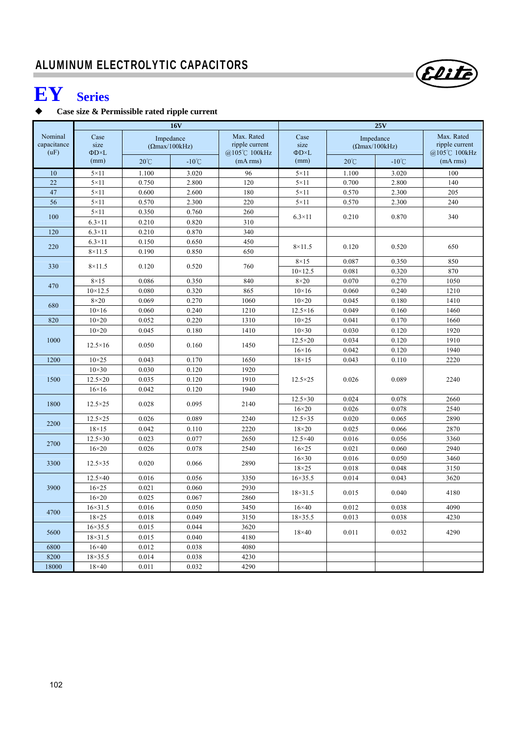## ALUMINUM ELECTROLYTIC CAPACITORS

# EY Series

◆ **Case size & Permissible rated ripple current**

| Nominal capacitance (uF) | 16V | | | | 25V | | | |
|---|---|---|---|---|---|---|---|---|
| | Case size ΦD×L (mm) | Impedance (Ωmax/100kHz) | | Max. Rated ripple current @105℃ 100kHz (mA rms) | Case size ΦD×L (mm) | Impedance (Ωmax/100kHz) | | Max. Rated ripple current @105℃ 100kHz (mA rms) |
| | | 20℃ | -10℃ | | | 20℃ | -10℃ | |
| 10 | 5×11 | 1.100 | 3.020 | 96 | 5×11 | 1.100 | 3.020 | 100 |
| 22 | 5×11 | 0.750 | 2.800 | 120 | 5×11 | 0.700 | 2.800 | 140 |
| 47 | 5×11 | 0.600 | 2.600 | 180 | 5×11 | 0.570 | 2.300 | 205 |
| 56 | 5×11 | 0.570 | 2.300 | 220 | 5×11 | 0.570 | 2.300 | 240 |
| 100 | 5×11 | 0.350 | 0.760 | 260 | 6.3×11 | 0.210 | 0.870 | 340 |
| | 6.3×11 | 0.210 | 0.820 | 310 | | | | |
| 120 | 6.3×11 | 0.210 | 0.870 | 340 | | | | |
| 220 | 6.3×11 | 0.150 | 0.650 | 450 | 8×11.5 | 0.120 | 0.520 | 650 |
| | 8×11.5 | 0.190 | 0.850 | 650 | | | | |
| 330 | 8×11.5 | 0.120 | 0.520 | 760 | 8×15 | 0.087 | 0.350 | 850 |
| | | | | | 10×12.5 | 0.081 | 0.320 | 870 |
| 470 | 8×15 | 0.086 | 0.350 | 840 | 8×20 | 0.070 | 0.270 | 1050 |
| | 10×12.5 | 0.080 | 0.320 | 865 | 10×16 | 0.060 | 0.240 | 1210 |
| 680 | 8×20 | 0.069 | 0.270 | 1060 | 10×20 | 0.045 | 0.180 | 1410 |
| | 10×16 | 0.060 | 0.240 | 1210 | 12.5×16 | 0.049 | 0.160 | 1460 |
| 820 | 10×20 | 0.052 | 0.220 | 1310 | 10×25 | 0.041 | 0.170 | 1660 |
| 1000 | 10×20 | 0.045 | 0.180 | 1410 | 10×30 | 0.030 | 0.120 | 1920 |
| | 12.5×16 | 0.050 | 0.160 | 1450 | 12.5×20 | 0.034 | 0.120 | 1910 |
| | | | | | 16×16 | 0.042 | 0.120 | 1940 |
| 1200 | 10×25 | 0.043 | 0.170 | 1650 | 18×15 | 0.043 | 0.110 | 2220 |
| 1500 | 10×30 | 0.030 | 0.120 | 1920 | 12.5×25 | 0.026 | 0.089 | 2240 |
| | 12.5×20 | 0.035 | 0.120 | 1910 | | | | |
| | 16×16 | 0.042 | 0.120 | 1940 | | | | |
| 1800 | 12.5×25 | 0.028 | 0.095 | 2140 | 12.5×30 | 0.024 | 0.078 | 2660 |
| | | | | | 16×20 | 0.026 | 0.078 | 2540 |
| 2200 | 12.5×25 | 0.026 | 0.089 | 2240 | 12.5×35 | 0.020 | 0.065 | 2890 |
| | 18×15 | 0.042 | 0.110 | 2220 | 18×20 | 0.025 | 0.066 | 2870 |
| 2700 | 12.5×30 | 0.023 | 0.077 | 2650 | 12.5×40 | 0.016 | 0.056 | 3360 |
| | 16×20 | 0.026 | 0.078 | 2540 | 16×25 | 0.021 | 0.060 | 2940 |
| 3300 | 12.5×35 | 0.020 | 0.066 | 2890 | 16×30 | 0.016 | 0.050 | 3460 |
| | | | | | 18×25 | 0.018 | 0.048 | 3150 |
| 3900 | 12.5×40 | 0.016 | 0.056 | 3350 | 16×35.5 | 0.014 | 0.043 | 3620 |
| | 16×25 | 0.021 | 0.060 | 2930 | 18×31.5 | 0.015 | 0.040 | 4180 |
| | 16×20 | 0.025 | 0.067 | 2860 | | | | |
| 4700 | 16×31.5 | 0.016 | 0.050 | 3450 | 16×40 | 0.012 | 0.038 | 4090 |
| | 18×25 | 0.018 | 0.049 | 3150 | 18×35.5 | 0.013 | 0.038 | 4230 |
| 5600 | 16×35.5 | 0.015 | 0.044 | 3620 | 18×40 | 0.011 | 0.032 | 4290 |
| | 18×31.5 | 0.015 | 0.040 | 4180 | | | | |
| 6800 | 16×40 | 0.012 | 0.038 | 4080 | | | | |
| 8200 | 18×35.5 | 0.014 | 0.038 | 4230 | | | | |
| 18000 | 18×40 | 0.011 | 0.032 | 4290 | | | | |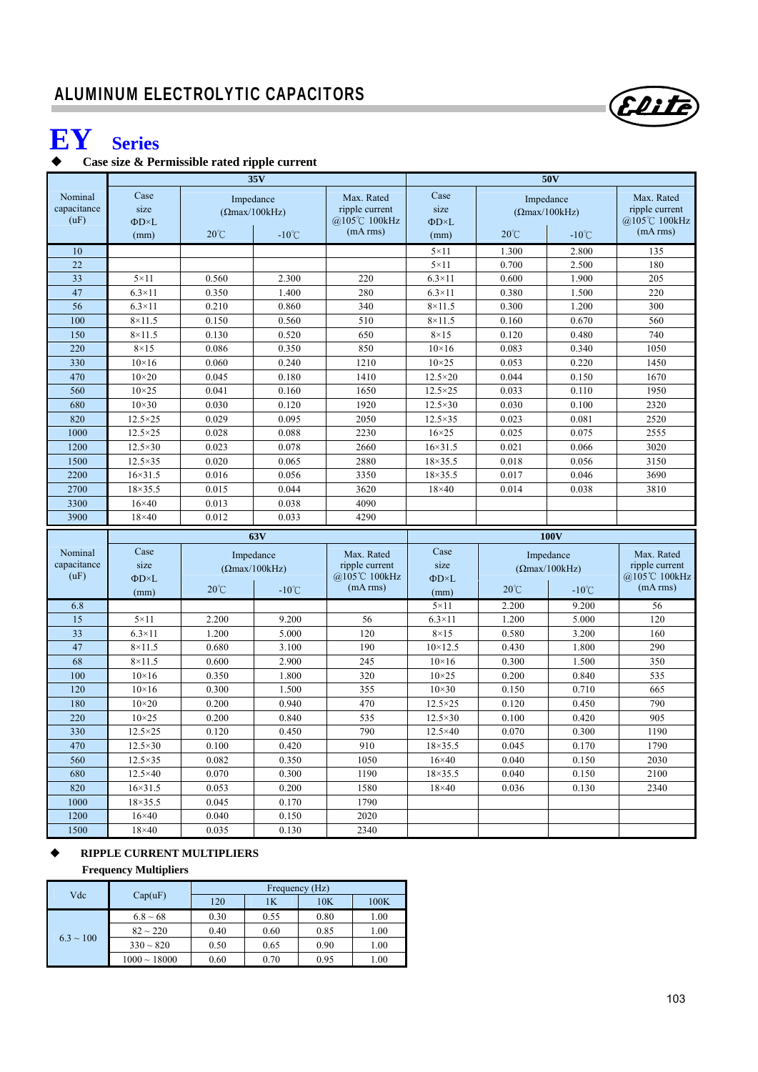# ALUMINUM ELECTROLYTIC CAPACITORS

## EY Series

◆ **Case size & Permissible rated ripple current**

| Nominal capacitance (uF) | 35V | | | | 50V | | | |
|---|---|---|---|---|---|---|---|---|
| | Case size ΦD×L (mm) | Impedance (Ωmax/100kHz) 20℃ | Impedance (Ωmax/100kHz) -10℃ | Max. Rated ripple current @105℃ 100kHz (mA rms) | Case size ΦD×L (mm) | Impedance (Ωmax/100kHz) 20℃ | Impedance (Ωmax/100kHz) -10℃ | Max. Rated ripple current @105℃ 100kHz (mA rms) |
| 10 | | | | | 5×11 | 1.300 | 2.800 | 135 |
| 22 | | | | | 5×11 | 0.700 | 2.500 | 180 |
| 33 | 5×11 | 0.560 | 2.300 | 220 | 6.3×11 | 0.600 | 1.900 | 205 |
| 47 | 6.3×11 | 0.350 | 1.400 | 280 | 6.3×11 | 0.380 | 1.500 | 220 |
| 56 | 6.3×11 | 0.210 | 0.860 | 340 | 8×11.5 | 0.300 | 1.200 | 300 |
| 100 | 8×11.5 | 0.150 | 0.560 | 510 | 8×11.5 | 0.160 | 0.670 | 560 |
| 150 | 8×11.5 | 0.130 | 0.520 | 650 | 8×15 | 0.120 | 0.480 | 740 |
| 220 | 8×15 | 0.086 | 0.350 | 850 | 10×16 | 0.083 | 0.340 | 1050 |
| 330 | 10×16 | 0.060 | 0.240 | 1210 | 10×25 | 0.053 | 0.220 | 1450 |
| 470 | 10×20 | 0.045 | 0.180 | 1410 | 12.5×20 | 0.044 | 0.150 | 1670 |
| 560 | 10×25 | 0.041 | 0.160 | 1650 | 12.5×25 | 0.033 | 0.110 | 1950 |
| 680 | 10×30 | 0.030 | 0.120 | 1920 | 12.5×30 | 0.030 | 0.100 | 2320 |
| 820 | 12.5×25 | 0.029 | 0.095 | 2050 | 12.5×35 | 0.023 | 0.081 | 2520 |
| 1000 | 12.5×25 | 0.028 | 0.088 | 2230 | 16×25 | 0.025 | 0.075 | 2555 |
| 1200 | 12.5×30 | 0.023 | 0.078 | 2660 | 16×31.5 | 0.021 | 0.066 | 3020 |
| 1500 | 12.5×35 | 0.020 | 0.065 | 2880 | 18×35.5 | 0.018 | 0.056 | 3150 |
| 2200 | 16×31.5 | 0.016 | 0.056 | 3350 | 18×35.5 | 0.017 | 0.046 | 3690 |
| 2700 | 18×35.5 | 0.015 | 0.044 | 3620 | 18×40 | 0.014 | 0.038 | 3810 |
| 3300 | 16×40 | 0.013 | 0.038 | 4090 | | | | |
| 3900 | 18×40 | 0.012 | 0.033 | 4290 | | | | |

| Nominal capacitance (uF) | 63V | | | | 100V | | | |
|---|---|---|---|---|---|---|---|---|
| | Case size ΦD×L (mm) | Impedance (Ωmax/100kHz) 20℃ | Impedance (Ωmax/100kHz) -10℃ | Max. Rated ripple current @105℃ 100kHz (mA rms) | Case size ΦD×L (mm) | Impedance (Ωmax/100kHz) 20℃ | Impedance (Ωmax/100kHz) -10℃ | Max. Rated ripple current @105℃ 100kHz (mA rms) |
| 6.8 | | | | | 5×11 | 2.200 | 9.200 | 56 |
| 15 | 5×11 | 2.200 | 9.200 | 56 | 6.3×11 | 1.200 | 5.000 | 120 |
| 33 | 6.3×11 | 1.200 | 5.000 | 120 | 8×15 | 0.580 | 3.200 | 160 |
| 47 | 8×11.5 | 0.680 | 3.100 | 190 | 10×12.5 | 0.430 | 1.800 | 290 |
| 68 | 8×11.5 | 0.600 | 2.900 | 245 | 10×16 | 0.300 | 1.500 | 350 |
| 100 | 10×16 | 0.350 | 1.800 | 320 | 10×25 | 0.200 | 0.840 | 535 |
| 120 | 10×16 | 0.300 | 1.500 | 355 | 10×30 | 0.150 | 0.710 | 665 |
| 180 | 10×20 | 0.200 | 0.940 | 470 | 12.5×25 | 0.120 | 0.450 | 790 |
| 220 | 10×25 | 0.200 | 0.840 | 535 | 12.5×30 | 0.100 | 0.420 | 905 |
| 330 | 12.5×25 | 0.120 | 0.450 | 790 | 12.5×40 | 0.070 | 0.300 | 1190 |
| 470 | 12.5×30 | 0.100 | 0.420 | 910 | 18×35.5 | 0.045 | 0.170 | 1790 |
| 560 | 12.5×35 | 0.082 | 0.350 | 1050 | 16×40 | 0.040 | 0.150 | 2030 |
| 680 | 12.5×40 | 0.070 | 0.300 | 1190 | 18×35.5 | 0.040 | 0.150 | 2100 |
| 820 | 16×31.5 | 0.053 | 0.200 | 1580 | 18×40 | 0.036 | 0.130 | 2340 |
| 1000 | 18×35.5 | 0.045 | 0.170 | 1790 | | | | |
| 1200 | 16×40 | 0.040 | 0.150 | 2020 | | | | |
| 1500 | 18×40 | 0.035 | 0.130 | 2340 | | | | |

◆ **RIPPLE CURRENT MULTIPLIERS**

**Frequency Multipliers**

| Vdc | Cap(uF) | Frequency (Hz) | | | |
|---|---|---|---|---|---|
| | | 120 | 1K | 10K | 100K |
| 6.3 ~ 100 | 6.8 ~ 68 | 0.30 | 0.55 | 0.80 | 1.00 |
| | 82 ~ 220 | 0.40 | 0.60 | 0.85 | 1.00 |
| | 330 ~ 820 | 0.50 | 0.65 | 0.90 | 1.00 |
| | 1000 ~ 18000 | 0.60 | 0.70 | 0.95 | 1.00 |